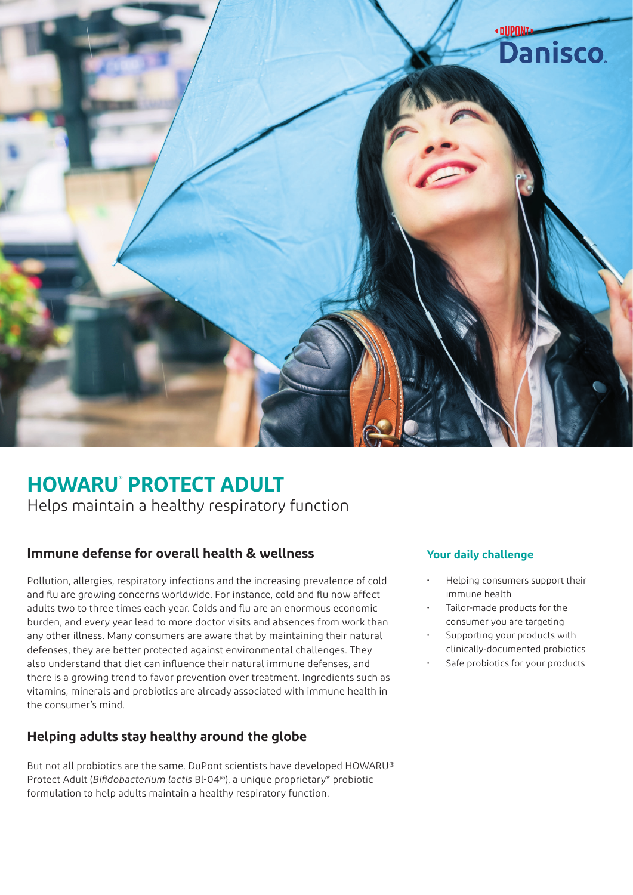DUPONT Danisco

# HOWARU® PROTECT ADULT

Helps maintain a healthy respiratory function

## Immune defense for overall health & wellness

Pollution, allergies, respiratory infections and the increasing prevalence of cold and flu are growing concerns worldwide. For instance, cold and flu now affect adults two to three times each year. Colds and flu are an enormous economic burden, and every year lead to more doctor visits and absences from work than any other illness. Many consumers are aware that by maintaining their natural defenses, they are better protected against environmental challenges. They also understand that diet can influence their natural immune defenses, and there is a growing trend to favor prevention over treatment. Ingredients such as vitamins, minerals and probiotics are already associated with immune health in the consumer's mind.

## Helping adults stay healthy around the globe

But not all probiotics are the same. DuPont scientists have developed HOWARU® Protect Adult (*Bifidobacterium lactis* Bl-04®), a unique proprietary* probiotic formulation to help adults maintain a healthy respiratory function.

### Your daily challenge

- Helping consumers support their immune health
- Tailor-made products for the consumer you are targeting
- Supporting your products with clinically-documented probiotics
- Safe probiotics for your products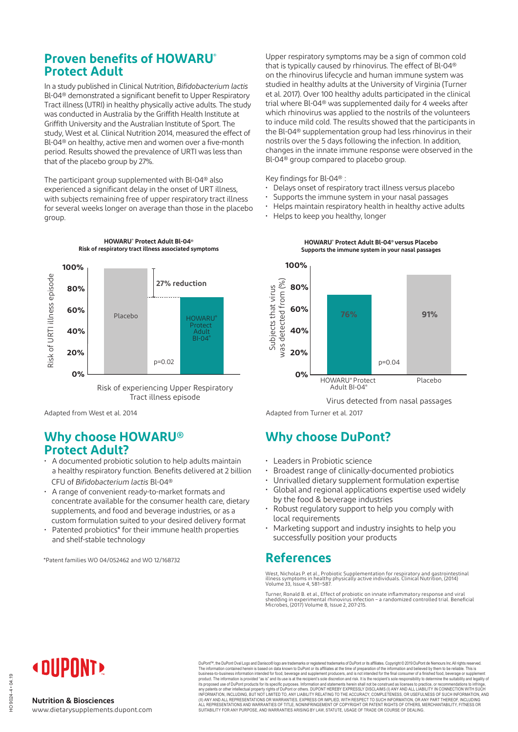## Proven benefits of HOWARU® Protect Adult

In a study published in Clinical Nutrition, *Bifidobacterium lactis* Bl-04® demonstrated a significant benefit to Upper Respiratory Tract illness (UTRI) in healthy physically active adults. The study was conducted in Australia by the Griffith Health Institute at Griffith University and the Australian Institute of Sport. The study, West et al. Clinical Nutrition 2014, measured the effect of Bl-04® on healthy, active men and women over a five-month period. Results showed the prevalence of URTI was less than that of the placebo group by 27%.

The participant group supplemented with Bl-04® also experienced a significant delay in the onset of URT illness, with subjects remaining free of upper respiratory tract illness for several weeks longer on average than those in the placebo group.

Upper respiratory symptoms may be a sign of common cold that is typically caused by rhinovirus. The effect of Bl-04® on the rhinovirus lifecycle and human immune system was studied in healthy adults at the University of Virginia (Turner et al. 2017). Over 100 healthy adults participated in the clinical trial where Bl-04® was supplemented daily for 4 weeks after which rhinovirus was applied to the nostrils of the volunteers to induce mild cold. The results showed that the participants in the Bl-04® supplementation group had less rhinovirus in their nostrils over the 5 days following the infection. In addition, changes in the innate immune response were observed in the Bl-04® group compared to placebo group.

Key findings for Bl-04® :

- Delays onset of respiratory tract illness versus placebo
- Supports the immune system in your nasal passages
- Helps maintain respiratory health in healthy active adults
- Helps to keep you healthy, longer

**HOWARU® Protect Adult Bl-04®**
**Risk of respiratory tract illness associated symptoms**

Risk of URTI illness episode

100%
80%
60%
40%
20%
0%

Placebo
27% reduction
HOWARU® Protect Adult Bl-04®
p=0.02

Risk of experiencing Upper Respiratory Tract illness episode

Adapted from West et al. 2014

**HOWARU® Protect Adult Bl-04® versus Placebo**
**Supports the immune system in your nasal passages**

Subjects that virus was detected from (%)

100%
80%
60%
40%
20%
0%

76%
91%
p=0.04
HOWARU® Protect Adult Bl-04®
Placebo

Virus detected from nasal passages

Adapted from Turner et al. 2017

## Why choose HOWARU® Protect Adult?

- A documented probiotic solution to help adults maintain a healthy respiratory function. Benefits delivered at 2 billion CFU of *Bifidobacterium lactis* Bl-04®
- A range of convenient ready-to-market formats and concentrate available for the consumer health care, dietary supplements, and food and beverage industries, or as a custom formulation suited to your desired delivery format
- Patented probiotics* for their immune health properties and shelf-stable technology

*Patent families WO 04/052462 and WO 12/168732

## Why choose DuPont?

- Leaders in Probiotic science
- Broadest range of clinically-documented probiotics
- Unrivalled dietary supplement formulation expertise
- Global and regional applications expertise used widely by the food & beverage industries
- Robust regulatory support to help you comply with local requirements
- Marketing support and industry insights to help you successfully position your products

## References

West, Nicholas P. et al., Probiotic Supplementation for respiratory and gastrointestinal illness symptoms in healthy physically active individuals. Clinical Nutrition, (2014) Volume 33, Issue 4, 581–587.

Turner, Ronald B. et al., Effect of probiotic on innate inflammatory response and viral shedding in experimental rhinovirus infection – a randomized controlled trial. Beneficial Microbes, (2017) Volume 8, Issue 2, 207-215.

DUPONT

**Nutrition & Biosciences**
www.dietarysupplements.dupont.com

DuPont™, the DuPont Oval Logo and Danisco® logo are trademarks or registered trademarks of DuPont or its affiliates. Copyright © 2019 DuPont de Nemours Inc.All rights reserved. The information contained herein is based on data known to DuPont or its affiliates at the time of preparation of the information and believed by them to be reliable. This is business-to-business information intended for food, beverage and supplement producers, and is not intended for the final consumer of a finished food, beverage or supplement product. The information is provided "as is" and its use is at the recipient's sole discretion and risk. It is the recipient's sole responsibility to determine the suitability and legality of its proposed use of DuPont products for its specific purposes. Information and statements herein shall not be construed as licenses to practice, or recommendations to infringe, any patents or other intellectual property rights of DuPont or others. DUPONT HEREBY EXPRESSLY DISCLAIMS (I) ANY AND ALL LIABILITY IN CONNECTION WITH SUCH INFORMATION, INCLUDING, BUT NOT LIMITED TO, ANY LIABILITY RELATING TO THE ACCURACY, COMPLETENESS, OR USEFULNESS OF SUCH INFORMATION, AND (II) ANY AND ALL REPRESENTATIONS OR WARRANTIES, EXPRESS OR IMPLIED, WITH RESPECT TO SUCH INFORMATION, OR ANY PART THEREOF, INCLUDING ALL REPRESENTATIONS AND WARRANTIES OF TITLE, NONINFRINGEMENT OF COPYRIGHT OR PATENT RIGHTS OF OTHERS, MERCHANTABILITY, FITNESS OR SUITABILITY FOR ANY PURPOSE, AND WARRANTIES ARISING BY LAW, STATUTE, USAGE OF TRADE OR COURSE OF DEALING.

HO 9024-4 • 04.19